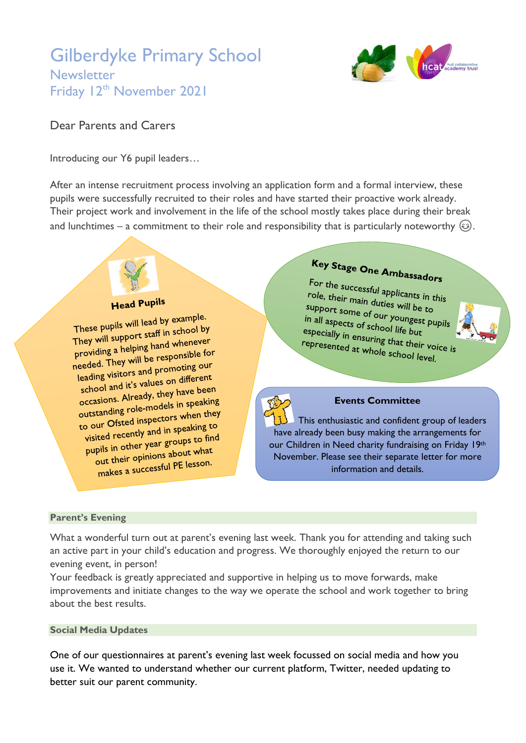# Gilberdyke Primary School

## Newsletter

## Friday 12th November 2021

Dear Parents and Carers

Introducing our Y6 pupil leaders…

After an intense recruitment process involving an application form and a formal interview, these pupils were successfully recruited to their roles and have started their proactive work already. Their project work and involvement in the life of the school mostly takes place during their break and lunchtimes – a commitment to their role and responsibility that is particularly noteworthy 😊.

### Head Pupils

These pupils will lead by example. They will support staff in school by providing a helping hand whenever needed. They will be responsible for leading visitors and promoting our school and it's values on different occasions. Already, they have been outstanding role-models in speaking to our Ofsted inspectors when they visited recently and in speaking to pupils in other year groups to find out their opinions about what makes a successful PE lesson.

### Key Stage One Ambassadors

For the successful applicants in this role, their main duties will be to support some of our youngest pupils in all aspects of school life but especially in ensuring that their voice is represented at whole school level.

### Events Committee

This enthusiastic and confident group of leaders have already been busy making the arrangements for our Children in Need charity fundraising on Friday 19th November. Please see their separate letter for more information and details.

**Parent's Evening**

What a wonderful turn out at parent's evening last week. Thank you for attending and taking such an active part in your child's education and progress. We thoroughly enjoyed the return to our evening event, in person!

Your feedback is greatly appreciated and supportive in helping us to move forwards, make improvements and initiate changes to the way we operate the school and work together to bring about the best results.

**Social Media Updates**

One of our questionnaires at parent's evening last week focussed on social media and how you use it. We wanted to understand whether our current platform, Twitter, needed updating to better suit our parent community.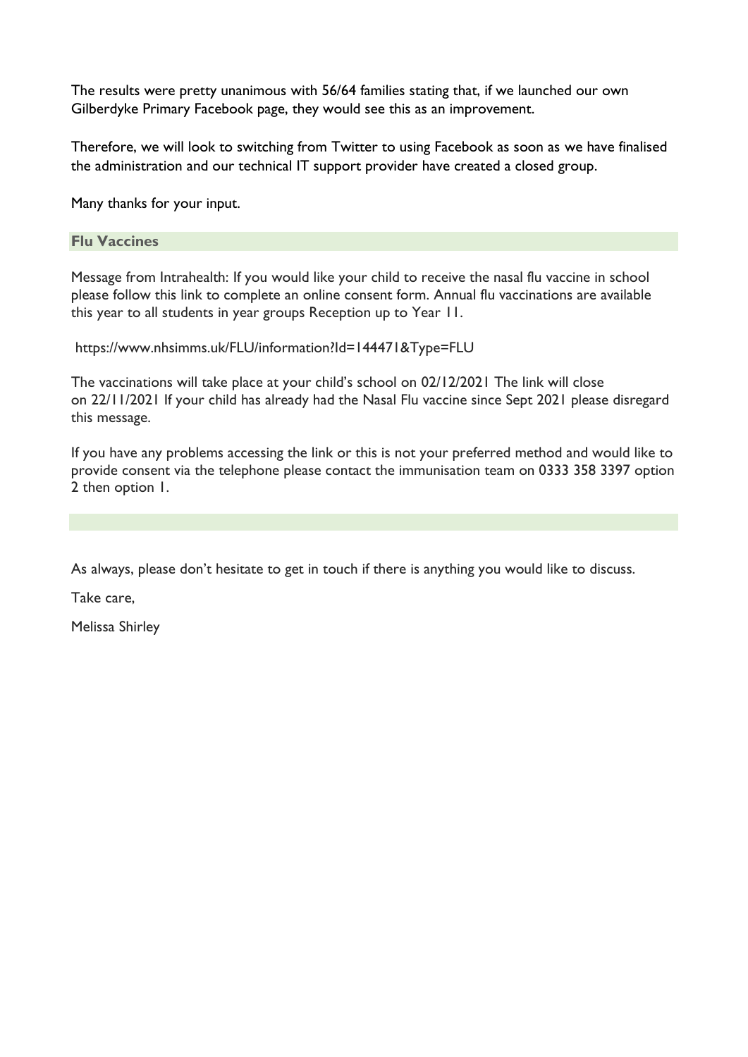The results were pretty unanimous with 56/64 families stating that, if we launched our own Gilberdyke Primary Facebook page, they would see this as an improvement.

Therefore, we will look to switching from Twitter to using Facebook as soon as we have finalised the administration and our technical IT support provider have created a closed group.

Many thanks for your input.

## Flu Vaccines

Message from Intrahealth: If you would like your child to receive the nasal flu vaccine in school please follow this link to complete an online consent form. Annual flu vaccinations are available this year to all students in year groups Reception up to Year 11.

https://www.nhsimms.uk/FLU/information?Id=144471&Type=FLU

The vaccinations will take place at your child's school on 02/12/2021 The link will close on 22/11/2021 If your child has already had the Nasal Flu vaccine since Sept 2021 please disregard this message.

If you have any problems accessing the link or this is not your preferred method and would like to provide consent via the telephone please contact the immunisation team on 0333 358 3397 option 2 then option 1.

As always, please don't hesitate to get in touch if there is anything you would like to discuss.

Take care,

Melissa Shirley